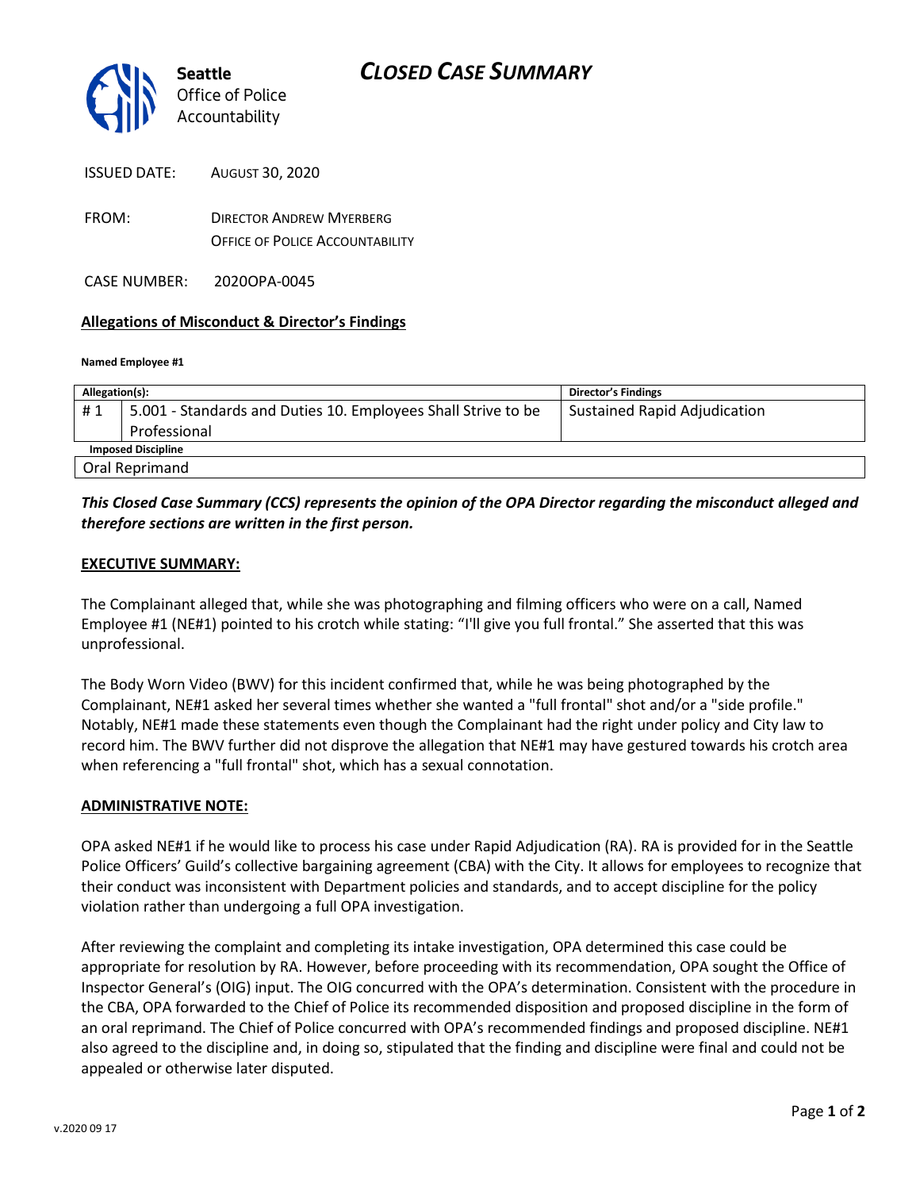# CLOSED CASE SUMMARY

**Seattle** Office of Police Accountability

ISSUED DATE: AUGUST 30, 2020

FROM: DIRECTOR ANDREW MYERBERG
OFFICE OF POLICE ACCOUNTABILITY

CASE NUMBER: 2020OPA-0045

## Allegations of Misconduct & Director's Findings

**Named Employee #1**

| Allegation(s): | | Director's Findings |
|---|---|---|
| # 1 | 5.001 - Standards and Duties 10. Employees Shall Strive to be Professional | Sustained Rapid Adjudication |
| **Imposed Discipline** | | |
| Oral Reprimand | | |

***This Closed Case Summary (CCS) represents the opinion of the OPA Director regarding the misconduct alleged and therefore sections are written in the first person.***

### EXECUTIVE SUMMARY:

The Complainant alleged that, while she was photographing and filming officers who were on a call, Named Employee #1 (NE#1) pointed to his crotch while stating: "I'll give you full frontal." She asserted that this was unprofessional.

The Body Worn Video (BWV) for this incident confirmed that, while he was being photographed by the Complainant, NE#1 asked her several times whether she wanted a "full frontal" shot and/or a "side profile." Notably, NE#1 made these statements even though the Complainant had the right under policy and City law to record him. The BWV further did not disprove the allegation that NE#1 may have gestured towards his crotch area when referencing a "full frontal" shot, which has a sexual connotation.

### ADMINISTRATIVE NOTE:

OPA asked NE#1 if he would like to process his case under Rapid Adjudication (RA). RA is provided for in the Seattle Police Officers' Guild's collective bargaining agreement (CBA) with the City. It allows for employees to recognize that their conduct was inconsistent with Department policies and standards, and to accept discipline for the policy violation rather than undergoing a full OPA investigation.

After reviewing the complaint and completing its intake investigation, OPA determined this case could be appropriate for resolution by RA. However, before proceeding with its recommendation, OPA sought the Office of Inspector General's (OIG) input. The OIG concurred with the OPA's determination. Consistent with the procedure in the CBA, OPA forwarded to the Chief of Police its recommended disposition and proposed discipline in the form of an oral reprimand. The Chief of Police concurred with OPA's recommended findings and proposed discipline. NE#1 also agreed to the discipline and, in doing so, stipulated that the finding and discipline were final and could not be appealed or otherwise later disputed.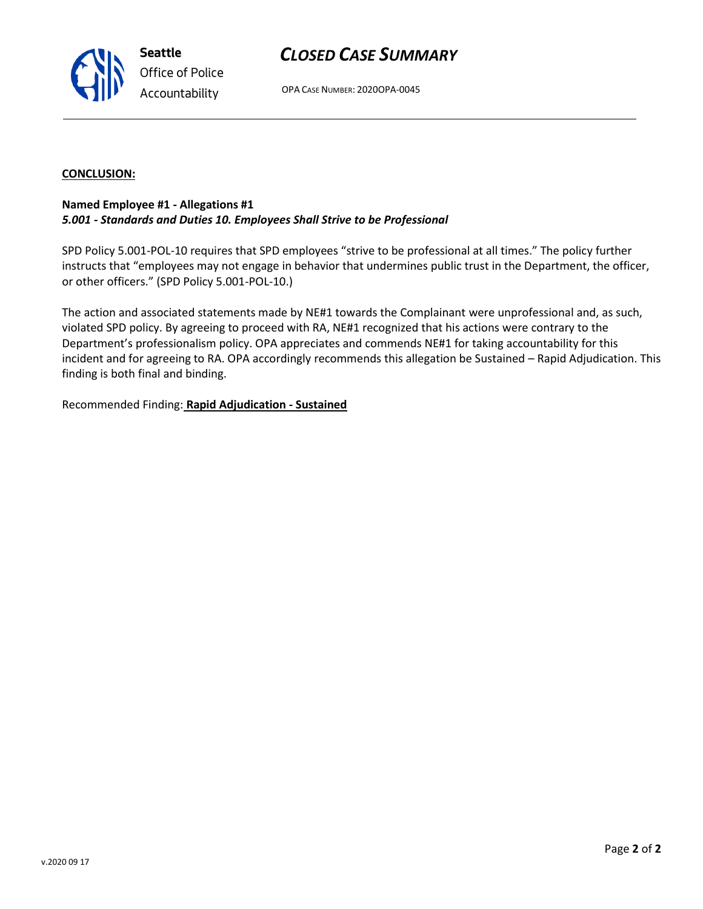**CONCLUSION:**

**Named Employee #1 - Allegations #1**
***5.001 - Standards and Duties 10. Employees Shall Strive to be Professional***

SPD Policy 5.001-POL-10 requires that SPD employees "strive to be professional at all times." The policy further instructs that "employees may not engage in behavior that undermines public trust in the Department, the officer, or other officers." (SPD Policy 5.001-POL-10.)

The action and associated statements made by NE#1 towards the Complainant were unprofessional and, as such, violated SPD policy. By agreeing to proceed with RA, NE#1 recognized that his actions were contrary to the Department's professionalism policy. OPA appreciates and commends NE#1 for taking accountability for this incident and for agreeing to RA. OPA accordingly recommends this allegation be Sustained – Rapid Adjudication. This finding is both final and binding.

Recommended Finding: **Rapid Adjudication - Sustained**